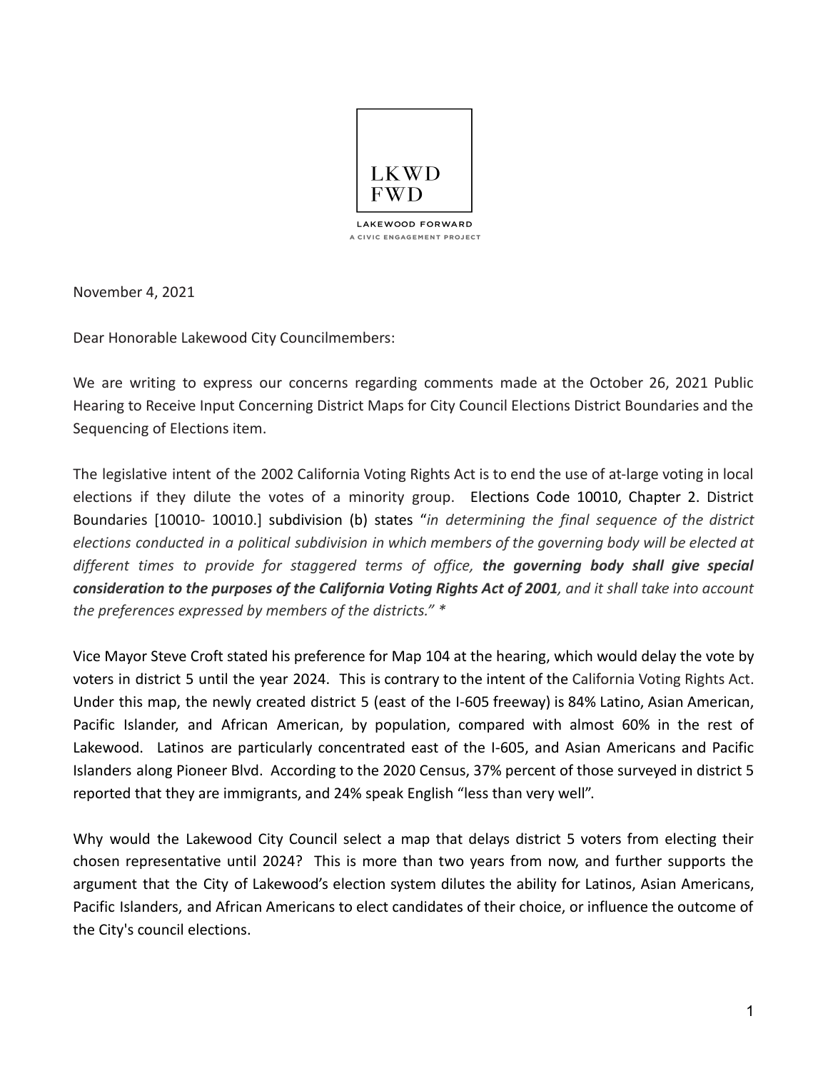LKWD
FWD

LAKEWOOD FORWARD
A CIVIC ENGAGEMENT PROJECT

November 4, 2021

Dear Honorable Lakewood City Councilmembers:

We are writing to express our concerns regarding comments made at the October 26, 2021 Public Hearing to Receive Input Concerning District Maps for City Council Elections District Boundaries and the Sequencing of Elections item.

The legislative intent of the 2002 California Voting Rights Act is to end the use of at-large voting in local elections if they dilute the votes of a minority group. Elections Code 10010, Chapter 2. District Boundaries [10010- 10010.] subdivision (b) states "*in determining the final sequence of the district elections conducted in a political subdivision in which members of the governing body will be elected at different times to provide for staggered terms of office,* ***the governing body shall give special consideration to the purposes of the California Voting Rights Act of 2001****, and it shall take into account the preferences expressed by members of the districts." **

Vice Mayor Steve Croft stated his preference for Map 104 at the hearing, which would delay the vote by voters in district 5 until the year 2024. This is contrary to the intent of the California Voting Rights Act. Under this map, the newly created district 5 (east of the I-605 freeway) is 84% Latino, Asian American, Pacific Islander, and African American, by population, compared with almost 60% in the rest of Lakewood. Latinos are particularly concentrated east of the I-605, and Asian Americans and Pacific Islanders along Pioneer Blvd. According to the 2020 Census, 37% percent of those surveyed in district 5 reported that they are immigrants, and 24% speak English "less than very well".

Why would the Lakewood City Council select a map that delays district 5 voters from electing their chosen representative until 2024? This is more than two years from now, and further supports the argument that the City of Lakewood's election system dilutes the ability for Latinos, Asian Americans, Pacific Islanders, and African Americans to elect candidates of their choice, or influence the outcome of the City's council elections.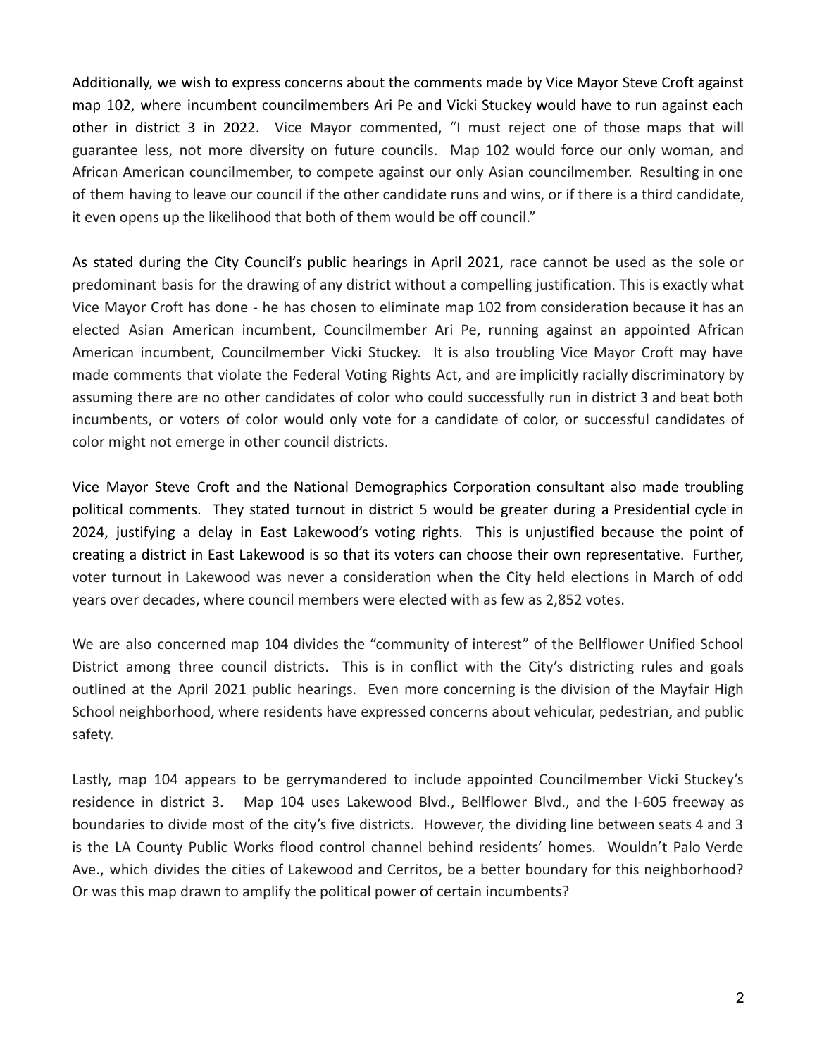Additionally, we wish to express concerns about the comments made by Vice Mayor Steve Croft against map 102, where incumbent councilmembers Ari Pe and Vicki Stuckey would have to run against each other in district 3 in 2022. Vice Mayor commented, "I must reject one of those maps that will guarantee less, not more diversity on future councils. Map 102 would force our only woman, and African American councilmember, to compete against our only Asian councilmember. Resulting in one of them having to leave our council if the other candidate runs and wins, or if there is a third candidate, it even opens up the likelihood that both of them would be off council."

As stated during the City Council's public hearings in April 2021, race cannot be used as the sole or predominant basis for the drawing of any district without a compelling justification. This is exactly what Vice Mayor Croft has done - he has chosen to eliminate map 102 from consideration because it has an elected Asian American incumbent, Councilmember Ari Pe, running against an appointed African American incumbent, Councilmember Vicki Stuckey. It is also troubling Vice Mayor Croft may have made comments that violate the Federal Voting Rights Act, and are implicitly racially discriminatory by assuming there are no other candidates of color who could successfully run in district 3 and beat both incumbents, or voters of color would only vote for a candidate of color, or successful candidates of color might not emerge in other council districts.

Vice Mayor Steve Croft and the National Demographics Corporation consultant also made troubling political comments. They stated turnout in district 5 would be greater during a Presidential cycle in 2024, justifying a delay in East Lakewood's voting rights. This is unjustified because the point of creating a district in East Lakewood is so that its voters can choose their own representative. Further, voter turnout in Lakewood was never a consideration when the City held elections in March of odd years over decades, where council members were elected with as few as 2,852 votes.

We are also concerned map 104 divides the "community of interest" of the Bellflower Unified School District among three council districts. This is in conflict with the City's districting rules and goals outlined at the April 2021 public hearings. Even more concerning is the division of the Mayfair High School neighborhood, where residents have expressed concerns about vehicular, pedestrian, and public safety.

Lastly, map 104 appears to be gerrymandered to include appointed Councilmember Vicki Stuckey's residence in district 3. Map 104 uses Lakewood Blvd., Bellflower Blvd., and the I-605 freeway as boundaries to divide most of the city's five districts. However, the dividing line between seats 4 and 3 is the LA County Public Works flood control channel behind residents' homes. Wouldn't Palo Verde Ave., which divides the cities of Lakewood and Cerritos, be a better boundary for this neighborhood? Or was this map drawn to amplify the political power of certain incumbents?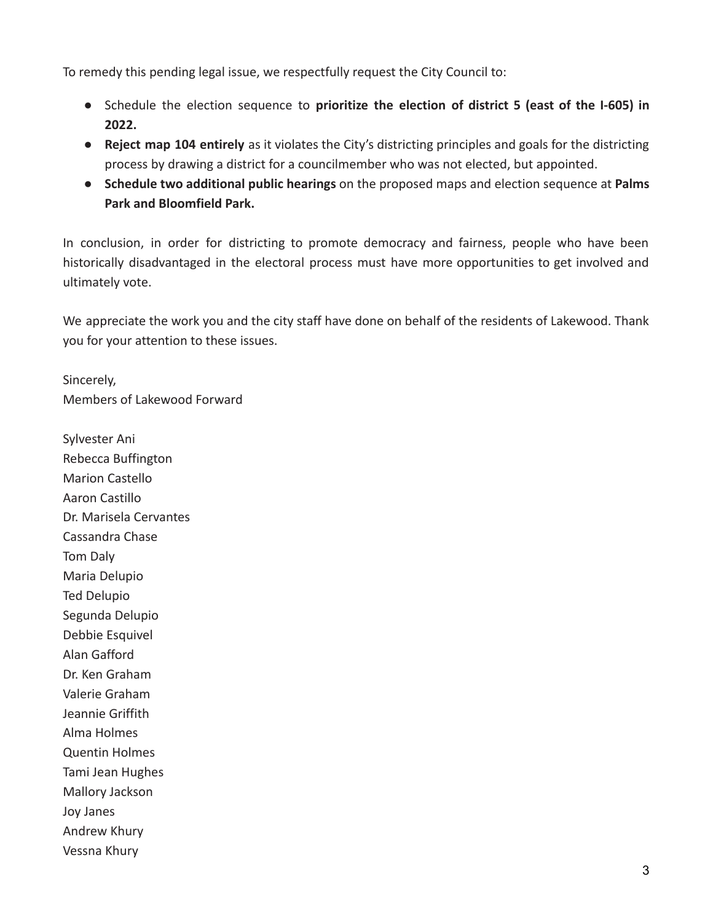To remedy this pending legal issue, we respectfully request the City Council to:

- Schedule the election sequence to **prioritize the election of district 5 (east of the I-605) in 2022.**
- **Reject map 104 entirely** as it violates the City's districting principles and goals for the districting process by drawing a district for a councilmember who was not elected, but appointed.
- **Schedule two additional public hearings** on the proposed maps and election sequence at **Palms Park and Bloomfield Park.**

In conclusion, in order for districting to promote democracy and fairness, people who have been historically disadvantaged in the electoral process must have more opportunities to get involved and ultimately vote.

We appreciate the work you and the city staff have done on behalf of the residents of Lakewood. Thank you for your attention to these issues.

Sincerely,
Members of Lakewood Forward

Sylvester Ani
Rebecca Buffington
Marion Castello
Aaron Castillo
Dr. Marisela Cervantes
Cassandra Chase
Tom Daly
Maria Delupio
Ted Delupio
Segunda Delupio
Debbie Esquivel
Alan Gafford
Dr. Ken Graham
Valerie Graham
Jeannie Griffith
Alma Holmes
Quentin Holmes
Tami Jean Hughes
Mallory Jackson
Joy Janes
Andrew Khury
Vessna Khury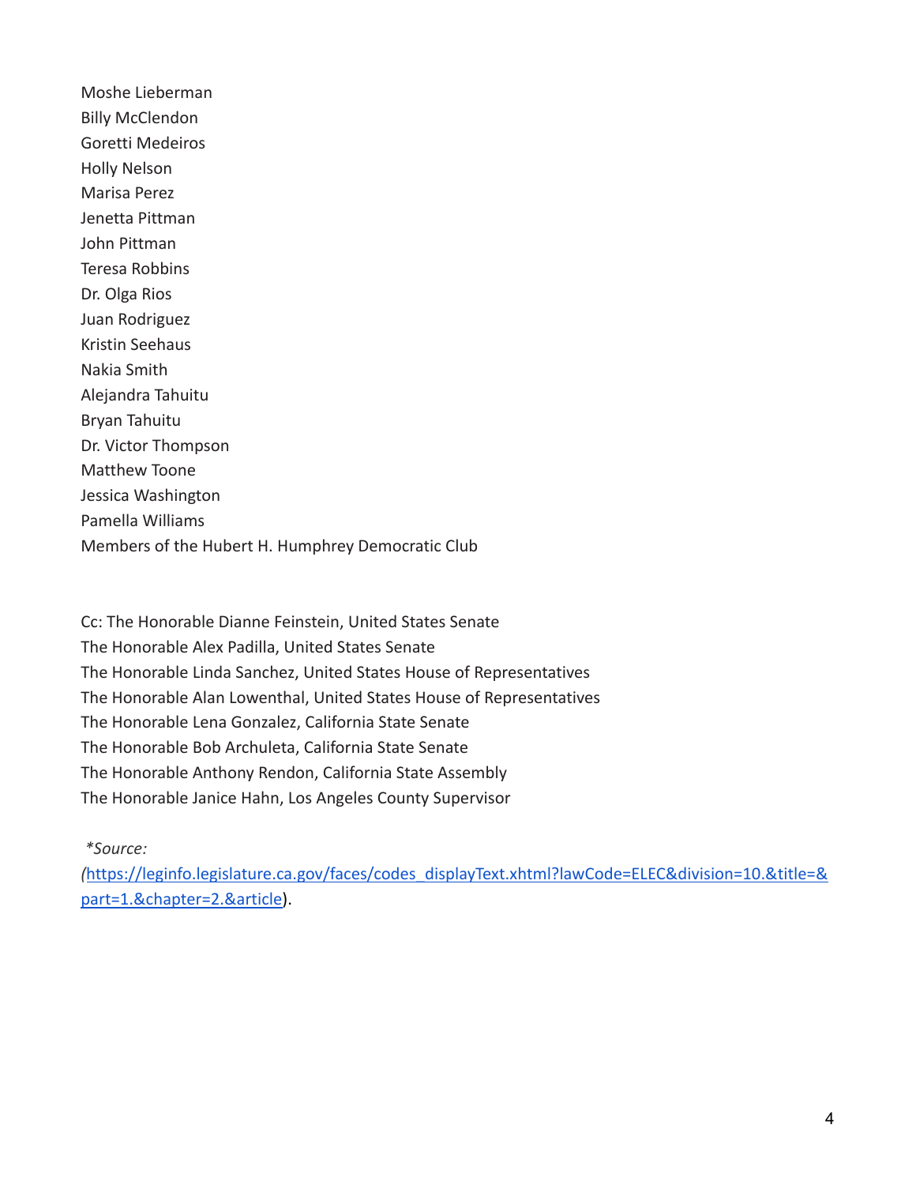Moshe Lieberman
Billy McClendon
Goretti Medeiros
Holly Nelson
Marisa Perez
Jenetta Pittman
John Pittman
Teresa Robbins
Dr. Olga Rios
Juan Rodriguez
Kristin Seehaus
Nakia Smith
Alejandra Tahuitu
Bryan Tahuitu
Dr. Victor Thompson
Matthew Toone
Jessica Washington
Pamella Williams
Members of the Hubert H. Humphrey Democratic Club

Cc: The Honorable Dianne Feinstein, United States Senate
The Honorable Alex Padilla, United States Senate
The Honorable Linda Sanchez, United States House of Representatives
The Honorable Alan Lowenthal, United States House of Representatives
The Honorable Lena Gonzalez, California State Senate
The Honorable Bob Archuleta, California State Senate
The Honorable Anthony Rendon, California State Assembly
The Honorable Janice Hahn, Los Angeles County Supervisor

*\*Source:*
(https://leginfo.legislature.ca.gov/faces/codes_displayText.xhtml?lawCode=ELEC&division=10.&title=&part=1.&chapter=2.&article).